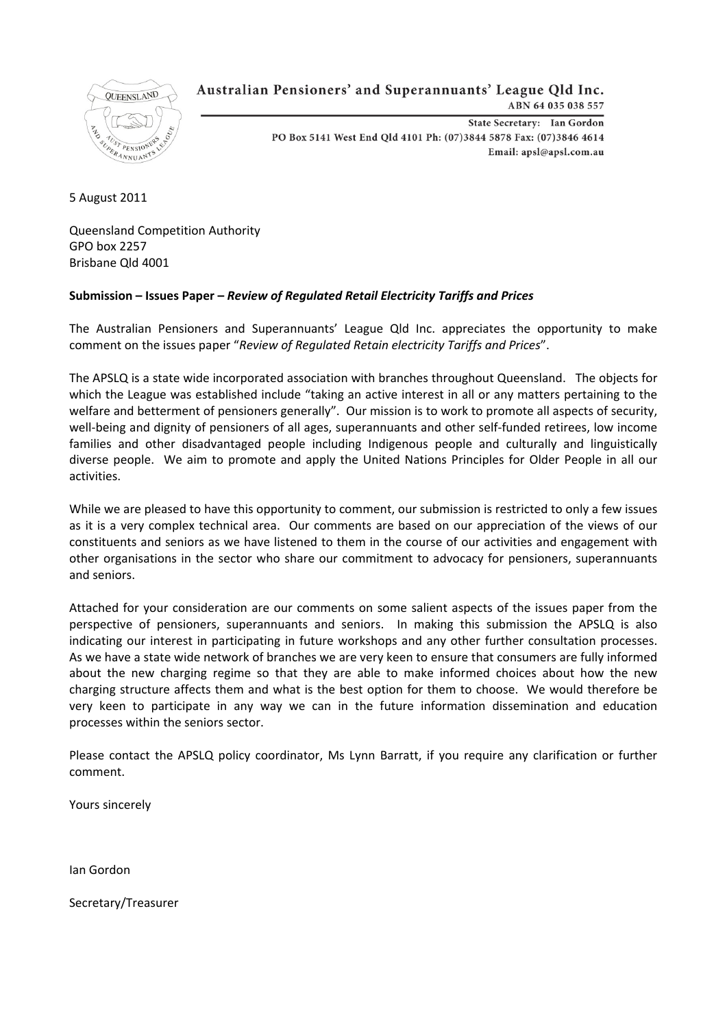Australian Pensioners' and Superannuants' League Qld Inc.
ABN 64 035 038 557

State Secretary: Ian Gordon
PO Box 5141 West End Qld 4101 Ph: (07)3844 5878 Fax: (07)3846 4614
Email: apsl@apsl.com.au

5 August 2011

Queensland Competition Authority
GPO box 2257
Brisbane Qld 4001

**Submission – Issues Paper – *Review of Regulated Retail Electricity Tariffs and Prices***

The Australian Pensioners and Superannuants' League Qld Inc. appreciates the opportunity to make comment on the issues paper "*Review of Regulated Retain electricity Tariffs and Prices*".

The APSLQ is a state wide incorporated association with branches throughout Queensland. The objects for which the League was established include "taking an active interest in all or any matters pertaining to the welfare and betterment of pensioners generally". Our mission is to work to promote all aspects of security, well-being and dignity of pensioners of all ages, superannuants and other self-funded retirees, low income families and other disadvantaged people including Indigenous people and culturally and linguistically diverse people. We aim to promote and apply the United Nations Principles for Older People in all our activities.

While we are pleased to have this opportunity to comment, our submission is restricted to only a few issues as it is a very complex technical area. Our comments are based on our appreciation of the views of our constituents and seniors as we have listened to them in the course of our activities and engagement with other organisations in the sector who share our commitment to advocacy for pensioners, superannuants and seniors.

Attached for your consideration are our comments on some salient aspects of the issues paper from the perspective of pensioners, superannuants and seniors. In making this submission the APSLQ is also indicating our interest in participating in future workshops and any other further consultation processes. As we have a state wide network of branches we are very keen to ensure that consumers are fully informed about the new charging regime so that they are able to make informed choices about how the new charging structure affects them and what is the best option for them to choose. We would therefore be very keen to participate in any way we can in the future information dissemination and education processes within the seniors sector.

Please contact the APSLQ policy coordinator, Ms Lynn Barratt, if you require any clarification or further comment.

Yours sincerely

Ian Gordon

Secretary/Treasurer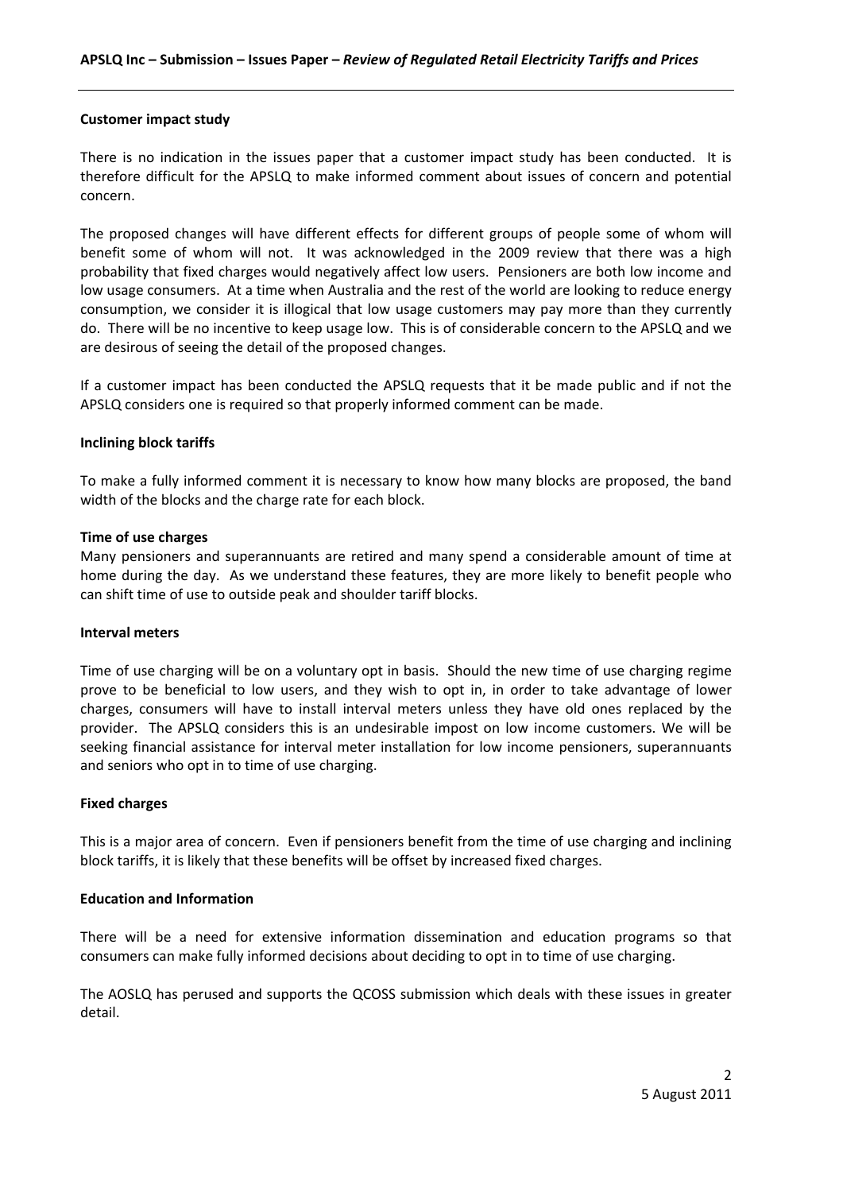**Customer impact study**

There is no indication in the issues paper that a customer impact study has been conducted. It is therefore difficult for the APSLQ to make informed comment about issues of concern and potential concern.

The proposed changes will have different effects for different groups of people some of whom will benefit some of whom will not. It was acknowledged in the 2009 review that there was a high probability that fixed charges would negatively affect low users. Pensioners are both low income and low usage consumers. At a time when Australia and the rest of the world are looking to reduce energy consumption, we consider it is illogical that low usage customers may pay more than they currently do. There will be no incentive to keep usage low. This is of considerable concern to the APSLQ and we are desirous of seeing the detail of the proposed changes.

If a customer impact has been conducted the APSLQ requests that it be made public and if not the APSLQ considers one is required so that properly informed comment can be made.

**Inclining block tariffs**

To make a fully informed comment it is necessary to know how many blocks are proposed, the band width of the blocks and the charge rate for each block.

**Time of use charges**

Many pensioners and superannuants are retired and many spend a considerable amount of time at home during the day. As we understand these features, they are more likely to benefit people who can shift time of use to outside peak and shoulder tariff blocks.

**Interval meters**

Time of use charging will be on a voluntary opt in basis. Should the new time of use charging regime prove to be beneficial to low users, and they wish to opt in, in order to take advantage of lower charges, consumers will have to install interval meters unless they have old ones replaced by the provider. The APSLQ considers this is an undesirable impost on low income customers. We will be seeking financial assistance for interval meter installation for low income pensioners, superannuants and seniors who opt in to time of use charging.

**Fixed charges**

This is a major area of concern. Even if pensioners benefit from the time of use charging and inclining block tariffs, it is likely that these benefits will be offset by increased fixed charges.

**Education and Information**

There will be a need for extensive information dissemination and education programs so that consumers can make fully informed decisions about deciding to opt in to time of use charging.

The AOSLQ has perused and supports the QCOSS submission which deals with these issues in greater detail.

5 August 2011